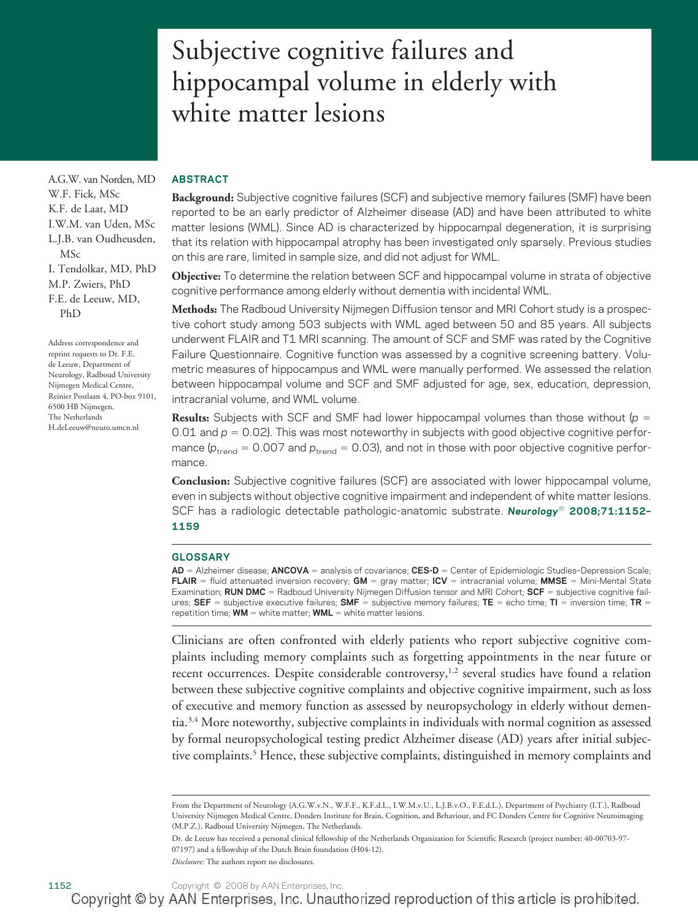# Subjective cognitive failures and hippocampal volume in elderly with white matter lesions

A.G.W. van Norden, MD
W.F. Fick, MSc
K.F. de Laat, MD
I.W.M. van Uden, MSc
L.J.B. van Oudheusden, MSc
I. Tendolkar, MD, PhD
M.P. Zwiers, PhD
F.E. de Leeuw, MD, PhD

Address correspondence and reprint requests to Dr. F.E. de Leeuw, Department of Neurology, Radboud University Nijmegen Medical Centre, Reinier Postlaan 4, PO-box 9101, 6500 HB Nijmegen, The Netherlands
H.deLeeuw@neuro.umcn.nl

## ABSTRACT

**Background:** Subjective cognitive failures (SCF) and subjective memory failures (SMF) have been reported to be an early predictor of Alzheimer disease (AD) and have been attributed to white matter lesions (WML). Since AD is characterized by hippocampal degeneration, it is surprising that its relation with hippocampal atrophy has been investigated only sparsely. Previous studies on this are rare, limited in sample size, and did not adjust for WML.

**Objective:** To determine the relation between SCF and hippocampal volume in strata of objective cognitive performance among elderly without dementia with incidental WML.

**Methods:** The Radboud University Nijmegen Diffusion tensor and MRI Cohort study is a prospective cohort study among 503 subjects with WML aged between 50 and 85 years. All subjects underwent FLAIR and T1 MRI scanning. The amount of SCF and SMF was rated by the Cognitive Failure Questionnaire. Cognitive function was assessed by a cognitive screening battery. Volumetric measures of hippocampus and WML were manually performed. We assessed the relation between hippocampal volume and SCF and SMF adjusted for age, sex, education, depression, intracranial volume, and WML volume.

**Results:** Subjects with SCF and SMF had lower hippocampal volumes than those without ($p = 0.01$ and $p = 0.02$). This was most noteworthy in subjects with good objective cognitive performance ($p_{trend} = 0.007$ and $p_{trend} = 0.03$), and not in those with poor objective cognitive performance.

**Conclusion:** Subjective cognitive failures (SCF) are associated with lower hippocampal volume, even in subjects without objective cognitive impairment and independent of white matter lesions. SCF has a radiologic detectable pathologic-anatomic substrate. *Neurology*® **2008;71:1152–1159**

## GLOSSARY

**AD** = Alzheimer disease; **ANCOVA** = analysis of covariance; **CES-D** = Center of Epidemiologic Studies–Depression Scale; **FLAIR** = fluid attenuated inversion recovery; **GM** = gray matter; **ICV** = intracranial volume; **MMSE** = Mini-Mental State Examination; **RUN DMC** = Radboud University Nijmegen Diffusion tensor and MRI Cohort; **SCF** = subjective cognitive failures; **SEF** = subjective executive failures; **SMF** = subjective memory failures; **TE** = echo time; **TI** = inversion time; **TR** = repetition time; **WM** = white matter; **WML** = white matter lesions.

Clinicians are often confronted with elderly patients who report subjective cognitive complaints including memory complaints such as forgetting appointments in the near future or recent occurrences. Despite considerable controversy,[1,2] several studies have found a relation between these subjective cognitive complaints and objective cognitive impairment, such as loss of executive and memory function as assessed by neuropsychology in elderly without dementia.[3,4] More noteworthy, subjective complaints in individuals with normal cognition as assessed by formal neuropsychological testing predict Alzheimer disease (AD) years after initial subjective complaints.[5] Hence, these subjective complaints, distinguished in memory complaints and

From the Department of Neurology (A.G.W.v.N., W.F.F., K.F.d.L., I.W.M.v.U., L.J.B.v.O., F.E.d.L.), Department of Psychiatry (I.T.), Radboud University Nijmegen Medical Centre, Donders Institute for Brain, Cognition, and Behaviour, and FC Donders Centre for Cognitive Neuroimaging (M.P.Z.), Radboud University Nijmegen, The Netherlands.

Dr. de Leeuw has received a personal clinical fellowship of the Netherlands Organization for Scientific Research (project number: 40-00703-97-07197) and a fellowship of the Dutch Brain foundation (H04-12).

*Disclosure:* The authors report no disclosures.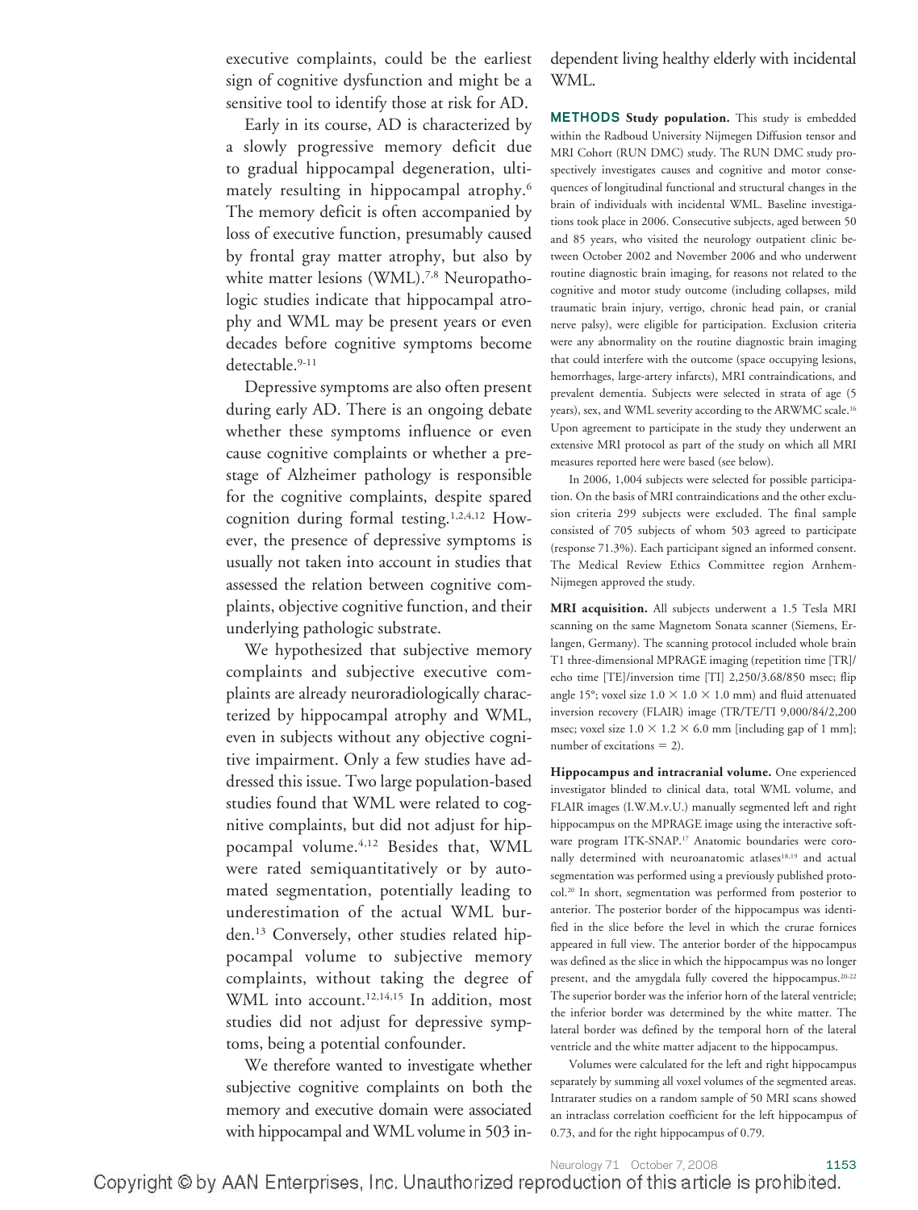executive complaints, could be the earliest sign of cognitive dysfunction and might be a sensitive tool to identify those at risk for AD.

Early in its course, AD is characterized by a slowly progressive memory deficit due to gradual hippocampal degeneration, ultimately resulting in hippocampal atrophy.[6] The memory deficit is often accompanied by loss of executive function, presumably caused by frontal gray matter atrophy, but also by white matter lesions (WML).[7,8] Neuropathologic studies indicate that hippocampal atrophy and WML may be present years or even decades before cognitive symptoms become detectable.[9-11]

Depressive symptoms are also often present during early AD. There is an ongoing debate whether these symptoms influence or even cause cognitive complaints or whether a prestage of Alzheimer pathology is responsible for the cognitive complaints, despite spared cognition during formal testing.[1,2,4,12] However, the presence of depressive symptoms is usually not taken into account in studies that assessed the relation between cognitive complaints, objective cognitive function, and their underlying pathologic substrate.

We hypothesized that subjective memory complaints and subjective executive complaints are already neuroradiologically characterized by hippocampal atrophy and WML, even in subjects without any objective cognitive impairment. Only a few studies have addressed this issue. Two large population-based studies found that WML were related to cognitive complaints, but did not adjust for hippocampal volume.[4,12] Besides that, WML were rated semiquantitatively or by automated segmentation, potentially leading to underestimation of the actual WML burden.[13] Conversely, other studies related hippocampal volume to subjective memory complaints, without taking the degree of WML into account.[12,14,15] In addition, most studies did not adjust for depressive symptoms, being a potential confounder.

We therefore wanted to investigate whether subjective cognitive complaints on both the memory and executive domain were associated with hippocampal and WML volume in 503 independent living healthy elderly with incidental WML.

**METHODS Study population.** This study is embedded within the Radboud University Nijmegen Diffusion tensor and MRI Cohort (RUN DMC) study. The RUN DMC study prospectively investigates causes and cognitive and motor consequences of longitudinal functional and structural changes in the brain of individuals with incidental WML. Baseline investigations took place in 2006. Consecutive subjects, aged between 50 and 85 years, who visited the neurology outpatient clinic between October 2002 and November 2006 and who underwent routine diagnostic brain imaging, for reasons not related to the cognitive and motor study outcome (including collapses, mild traumatic brain injury, vertigo, chronic head pain, or cranial nerve palsy), were eligible for participation. Exclusion criteria were any abnormality on the routine diagnostic brain imaging that could interfere with the outcome (space occupying lesions, hemorrhages, large-artery infarcts), MRI contraindications, and prevalent dementia. Subjects were selected in strata of age (5 years), sex, and WML severity according to the ARWMC scale.[16] Upon agreement to participate in the study they underwent an extensive MRI protocol as part of the study on which all MRI measures reported here were based (see below).

In 2006, 1,004 subjects were selected for possible participation. On the basis of MRI contraindications and the other exclusion criteria 299 subjects were excluded. The final sample consisted of 705 subjects of whom 503 agreed to participate (response 71.3%). Each participant signed an informed consent. The Medical Review Ethics Committee region Arnhem-Nijmegen approved the study.

**MRI acquisition.** All subjects underwent a 1.5 Tesla MRI scanning on the same Magnetom Sonata scanner (Siemens, Erlangen, Germany). The scanning protocol included whole brain T1 three-dimensional MPRAGE imaging (repetition time [TR]/echo time [TE]/inversion time [TI] 2,250/3.68/850 msec; flip angle 15°; voxel size $1.0 \times 1.0 \times 1.0$ mm) and fluid attenuated inversion recovery (FLAIR) image (TR/TE/TI 9,000/84/2,200 msec; voxel size $1.0 \times 1.2 \times 6.0$ mm [including gap of 1 mm]; number of excitations = 2).

**Hippocampus and intracranial volume.** One experienced investigator blinded to clinical data, total WML volume, and FLAIR images (I.W.M.v.U.) manually segmented left and right hippocampus on the MPRAGE image using the interactive software program ITK-SNAP.[17] Anatomic boundaries were coronally determined with neuroanatomic atlases[18,19] and actual segmentation was performed using a previously published protocol.[20] In short, segmentation was performed from posterior to anterior. The posterior border of the hippocampus was identified in the slice before the level in which the crurae fornices appeared in full view. The anterior border of the hippocampus was defined as the slice in which the hippocampus was no longer present, and the amygdala fully covered the hippocampus.[20-22] The superior border was the inferior horn of the lateral ventricle; the inferior border was determined by the white matter. The lateral border was defined by the temporal horn of the lateral ventricle and the white matter adjacent to the hippocampus.

Volumes were calculated for the left and right hippocampus separately by summing all voxel volumes of the segmented areas. Intrarater studies on a random sample of 50 MRI scans showed an intraclass correlation coefficient for the left hippocampus of 0.73, and for the right hippocampus of 0.79.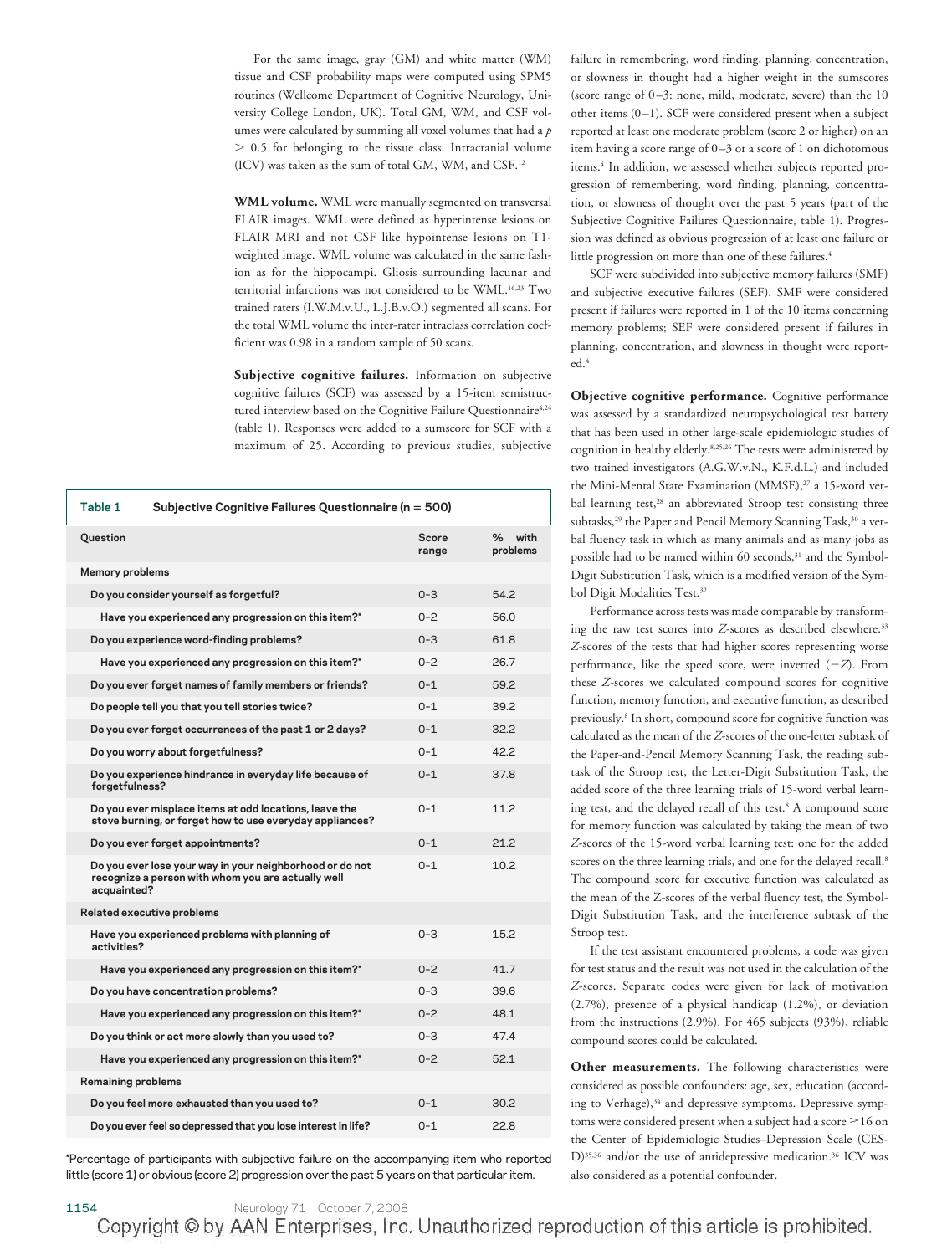For the same image, gray (GM) and white matter (WM) tissue and CSF probability maps were computed using SPM5 routines (Wellcome Department of Cognitive Neurology, University College London, UK). Total GM, WM, and CSF volumes were calculated by summing all voxel volumes that had a $p > 0.5$ for belonging to the tissue class. Intracranial volume (ICV) was taken as the sum of total GM, WM, and CSF.[12]

**WML volume.** WML were manually segmented on transversal FLAIR images. WML were defined as hyperintense lesions on FLAIR MRI and not CSF like hypointense lesions on T1-weighted image. WML volume was calculated in the same fashion as for the hippocampi. Gliosis surrounding lacunar and territorial infarctions was not considered to be WML.[16,23] Two trained raters (I.W.M.v.U., L.J.B.v.O.) segmented all scans. For the total WML volume the inter-rater intraclass correlation coefficient was 0.98 in a random sample of 50 scans.

**Subjective cognitive failures.** Information on subjective cognitive failures (SCF) was assessed by a 15-item semistructured interview based on the Cognitive Failure Questionnaire[4,24] (table 1). Responses were added to a sumscore for SCF with a maximum of 25. According to previous studies, subjective failure in remembering, word finding, planning, concentration, or slowness in thought had a higher weight in the sumscores (score range of 0–3: none, mild, moderate, severe) than the 10 other items (0–1). SCF were considered present when a subject reported at least one moderate problem (score 2 or higher) on an item having a score range of 0–3 or a score of 1 on dichotomous items.[4] In addition, we assessed whether subjects reported progression of remembering, word finding, planning, concentration, or slowness of thought over the past 5 years (part of the Subjective Cognitive Failures Questionnaire, table 1). Progression was defined as obvious progression of at least one failure or little progression on more than one of these failures.[4]

SCF were subdivided into subjective memory failures (SMF) and subjective executive failures (SEF). SMF were considered present if failures were reported in 1 of the 10 items concerning memory problems; SEF were considered present if failures in planning, concentration, and slowness in thought were reported.[4]

**Table 1** Subjective Cognitive Failures Questionnaire (n = 500)

| Question | Score range | % with problems |
|---|---|---|
| **Memory problems** | | |
| Do you consider yourself as forgetful? | 0–3 | 54.2 |
| Have you experienced any progression on this item?* | 0–2 | 56.0 |
| Do you experience word-finding problems? | 0–3 | 61.8 |
| Have you experienced any progression on this item?* | 0–2 | 26.7 |
| Do you ever forget names of family members or friends? | 0–1 | 59.2 |
| Do people tell you that you tell stories twice? | 0–1 | 39.2 |
| Do you ever forget occurrences of the past 1 or 2 days? | 0–1 | 32.2 |
| Do you worry about forgetfulness? | 0–1 | 42.2 |
| Do you experience hindrance in everyday life because of forgetfulness? | 0–1 | 37.8 |
| Do you ever misplace items at odd locations, leave the stove burning, or forget how to use everyday appliances? | 0–1 | 11.2 |
| Do you ever forget appointments? | 0–1 | 21.2 |
| Do you ever lose your way in your neighborhood or do not recognize a person with whom you are actually well acquainted? | 0–1 | 10.2 |
| **Related executive problems** | | |
| Have you experienced problems with planning of activities? | 0–3 | 15.2 |
| Have you experienced any progression on this item?* | 0–2 | 41.7 |
| Do you have concentration problems? | 0–3 | 39.6 |
| Have you experienced any progression on this item?* | 0–2 | 48.1 |
| Do you think or act more slowly than you used to? | 0–3 | 47.4 |
| Have you experienced any progression on this item?* | 0–2 | 52.1 |
| **Remaining problems** | | |
| Do you feel more exhausted than you used to? | 0–1 | 30.2 |
| Do you ever feel so depressed that you lose interest in life? | 0–1 | 22.8 |

*Percentage of participants with subjective failure on the accompanying item who reported little (score 1) or obvious (score 2) progression over the past 5 years on that particular item.

**Objective cognitive performance.** Cognitive performance was assessed by a standardized neuropsychological test battery that has been used in other large-scale epidemiologic studies of cognition in healthy elderly.[8,25,26] The tests were administered by two trained investigators (A.G.W.v.N., K.F.d.L.) and included the Mini-Mental State Examination (MMSE),[27] a 15-word verbal learning test,[28] an abbreviated Stroop test consisting three subtasks,[29] the Paper and Pencil Memory Scanning Task,[30] a verbal fluency task in which as many animals and as many jobs as possible had to be named within 60 seconds,[31] and the Symbol-Digit Substitution Task, which is a modified version of the Symbol Digit Modalities Test.[32]

Performance across tests was made comparable by transforming the raw test scores into *Z*-scores as described elsewhere.[33] *Z*-scores of the tests that had higher scores representing worse performance, like the speed score, were inverted ($-Z$). From these *Z*-scores we calculated compound scores for cognitive function, memory function, and executive function, as described previously.[8] In short, compound score for cognitive function was calculated as the mean of the *Z*-scores of the one-letter subtask of the Paper-and-Pencil Memory Scanning Task, the reading subtask of the Stroop test, the Letter-Digit Substitution Task, the added score of the three learning trials of 15-word verbal learning test, and the delayed recall of this test.[8] A compound score for memory function was calculated by taking the mean of two *Z*-scores of the 15-word verbal learning test: one for the added scores on the three learning trials, and one for the delayed recall.[8] The compound score for executive function was calculated as the mean of the Z-scores of the verbal fluency test, the Symbol-Digit Substitution Task, and the interference subtask of the Stroop test.

If the test assistant encountered problems, a code was given for test status and the result was not used in the calculation of the *Z*-scores. Separate codes were given for lack of motivation (2.7%), presence of a physical handicap (1.2%), or deviation from the instructions (2.9%). For 465 subjects (93%), reliable compound scores could be calculated.

**Other measurements.** The following characteristics were considered as possible confounders: age, sex, education (according to Verhage),[34] and depressive symptoms. Depressive symptoms were considered present when a subject had a score ≥16 on the Center of Epidemiologic Studies–Depression Scale (CES-D)[35,36] and/or the use of antidepressive medication.[36] ICV was also considered as a potential confounder.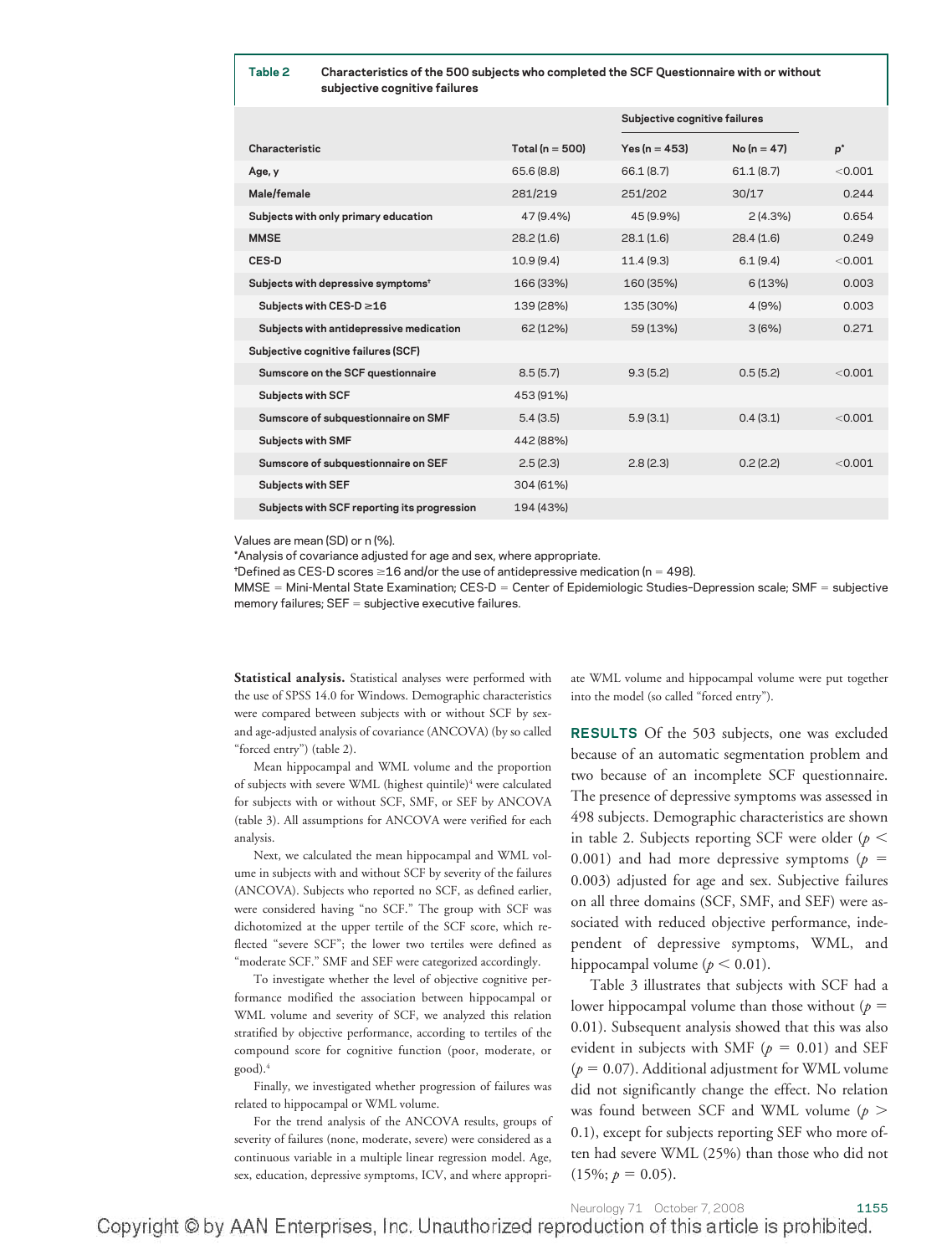**Table 2** Characteristics of the 500 subjects who completed the SCF Questionnaire with or without subjective cognitive failures

| Characteristic | Total (n = 500) | Subjective cognitive failures Yes (n = 453) | No (n = 47) | p* |
|---|---|---|---|---|
| Age, y | 65.6 (8.8) | 66.1 (8.7) | 61.1 (8.7) | <0.001 |
| Male/female | 281/219 | 251/202 | 30/17 | 0.244 |
| Subjects with only primary education | 47 (9.4%) | 45 (9.9%) | 2 (4.3%) | 0.654 |
| MMSE | 28.2 (1.6) | 28.1 (1.6) | 28.4 (1.6) | 0.249 |
| CES-D | 10.9 (9.4) | 11.4 (9.3) | 6.1 (9.4) | <0.001 |
| Subjects with depressive symptoms† | 166 (33%) | 160 (35%) | 6 (13%) | 0.003 |
| Subjects with CES-D ≥16 | 139 (28%) | 135 (30%) | 4 (9%) | 0.003 |
| Subjects with antidepressive medication | 62 (12%) | 59 (13%) | 3 (6%) | 0.271 |
| Subjective cognitive failures (SCF) | | | | |
| Sumscore on the SCF questionnaire | 8.5 (5.7) | 9.3 (5.2) | 0.5 (5.2) | <0.001 |
| Subjects with SCF | 453 (91%) | | | |
| Sumscore of subquestionnaire on SMF | 5.4 (3.5) | 5.9 (3.1) | 0.4 (3.1) | <0.001 |
| Subjects with SMF | 442 (88%) | | | |
| Sumscore of subquestionnaire on SEF | 2.5 (2.3) | 2.8 (2.3) | 0.2 (2.2) | <0.001 |
| Subjects with SEF | 304 (61%) | | | |
| Subjects with SCF reporting its progression | 194 (43%) | | | |

Values are mean (SD) or n (%).

*Analysis of covariance adjusted for age and sex, where appropriate.

†Defined as CES-D scores ≥16 and/or the use of antidepressive medication (n = 498).

MMSE = Mini-Mental State Examination; CES-D = Center of Epidemiologic Studies–Depression scale; SMF = subjective memory failures; SEF = subjective executive failures.

**Statistical analysis.** Statistical analyses were performed with the use of SPSS 14.0 for Windows. Demographic characteristics were compared between subjects with or without SCF by sex- and age-adjusted analysis of covariance (ANCOVA) (by so called "forced entry") (table 2).

Mean hippocampal and WML volume and the proportion of subjects with severe WML (highest quintile)[4] were calculated for subjects with or without SCF, SMF, or SEF by ANCOVA (table 3). All assumptions for ANCOVA were verified for each analysis.

Next, we calculated the mean hippocampal and WML volume in subjects with and without SCF by severity of the failures (ANCOVA). Subjects who reported no SCF, as defined earlier, were considered having "no SCF." The group with SCF was dichotomized at the upper tertile of the SCF score, which reflected "severe SCF"; the lower two tertiles were defined as "moderate SCF." SMF and SEF were categorized accordingly.

To investigate whether the level of objective cognitive performance modified the association between hippocampal or WML volume and severity of SCF, we analyzed this relation stratified by objective performance, according to tertiles of the compound score for cognitive function (poor, moderate, or good).[4]

Finally, we investigated whether progression of failures was related to hippocampal or WML volume.

For the trend analysis of the ANCOVA results, groups of severity of failures (none, moderate, severe) were considered as a continuous variable in a multiple linear regression model. Age, sex, education, depressive symptoms, ICV, and where appropriate WML volume and hippocampal volume were put together into the model (so called "forced entry").

## RESULTS

Of the 503 subjects, one was excluded because of an automatic segmentation problem and two because of an incomplete SCF questionnaire. The presence of depressive symptoms was assessed in 498 subjects. Demographic characteristics are shown in table 2. Subjects reporting SCF were older ($p < 0.001$) and had more depressive symptoms ($p = 0.003$) adjusted for age and sex. Subjective failures on all three domains (SCF, SMF, and SEF) were associated with reduced objective performance, independent of depressive symptoms, WML, and hippocampal volume ($p < 0.01$).

Table 3 illustrates that subjects with SCF had a lower hippocampal volume than those without ($p = 0.01$). Subsequent analysis showed that this was also evident in subjects with SMF ($p = 0.01$) and SEF ($p = 0.07$). Additional adjustment for WML volume did not significantly change the effect. No relation was found between SCF and WML volume ($p > 0.1$), except for subjects reporting SEF who more often had severe WML (25%) than those who did not (15%; $p = 0.05$).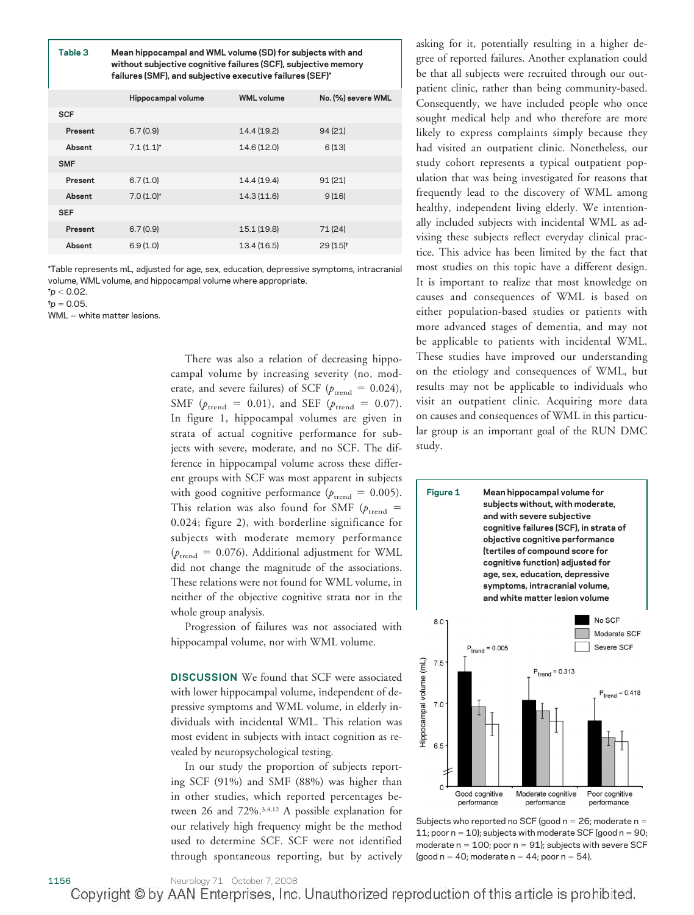**Table 3** Mean hippocampal and WML volume (SD) for subjects with and without subjective cognitive failures (SCF), subjective memory failures (SMF), and subjective executive failures (SEF)*

| | Hippocampal volume | WML volume | No. (%) severe WML |
|---|---|---|---|
| **SCF** | | | |
| Present | 6.7 (0.9) | 14.4 (19.2) | 94 (21) |
| Absent | 7.1 (1.1)† | 14.6 (12.0) | 6 (13) |
| **SMF** | | | |
| Present | 6.7 (1.0) | 14.4 (19.4) | 91 (21) |
| Absent | 7.0 (1.0)† | 14.3 (11.6) | 9 (16) |
| **SEF** | | | |
| Present | 6.7 (0.9) | 15.1 (19.8) | 71 (24) |
| Absent | 6.9 (1.0) | 13.4 (16.5) | 29 (15)‡ |

*Table represents mL, adjusted for age, sex, education, depressive symptoms, intracranial volume, WML volume, and hippocampal volume where appropriate.
†$p < 0.02$.
‡$p = 0.05$.
WML = white matter lesions.

There was also a relation of decreasing hippocampal volume by increasing severity (no, moderate, and severe failures) of SCF ($p_{trend} = 0.024$), SMF ($p_{trend} = 0.01$), and SEF ($p_{trend} = 0.07$). In figure 1, hippocampal volumes are given in strata of actual cognitive performance for subjects with severe, moderate, and no SCF. The difference in hippocampal volume across these different groups with SCF was most apparent in subjects with good cognitive performance ($p_{trend} = 0.005$). This relation was also found for SMF ($p_{trend} = 0.024$; figure 2), with borderline significance for subjects with moderate memory performance ($p_{trend} = 0.076$). Additional adjustment for WML did not change the magnitude of the associations. These relations were not found for WML volume, in neither of the objective cognitive strata nor in the whole group analysis.

Progression of failures was not associated with hippocampal volume, nor with WML volume.

**DISCUSSION** We found that SCF were associated with lower hippocampal volume, independent of depressive symptoms and WML volume, in elderly individuals with incidental WML. This relation was most evident in subjects with intact cognition as revealed by neuropsychological testing.

In our study the proportion of subjects reporting SCF (91%) and SMF (88%) was higher than in other studies, which reported percentages between 26 and 72%.[3,4,12] A possible explanation for our relatively high frequency might be the method used to determine SCF. SCF were not identified through spontaneous reporting, but by actively asking for it, potentially resulting in a higher degree of reported failures. Another explanation could be that all subjects were recruited through our outpatient clinic, rather than being community-based. Consequently, we have included people who once sought medical help and who therefore are more likely to express complaints simply because they had visited an outpatient clinic. Nonetheless, our study cohort represents a typical outpatient population that was being investigated for reasons that frequently lead to the discovery of WML among healthy, independent living elderly. We intentionally included subjects with incidental WML as advising these subjects reflect everyday clinical practice. This advice has been limited by the fact that most studies on this topic have a different design. It is important to realize that most knowledge on causes and consequences of WML is based on either population-based studies or patients with more advanced stages of dementia, and may not be applicable to patients with incidental WML. These studies have improved our understanding on the etiology and consequences of WML, but results may not be applicable to individuals who visit an outpatient clinic. Acquiring more data on causes and consequences of WML in this particular group is an important goal of the RUN DMC study.

**Figure 1** Mean hippocampal volume for subjects without, with moderate, and with severe subjective cognitive failures (SCF), in strata of objective cognitive performance (tertiles of compound score for cognitive function) adjusted for age, sex, education, depressive symptoms, intracranial volume, and white matter lesion volume

Subjects who reported no SCF (good n = 26; moderate n = 11; poor n = 10); subjects with moderate SCF (good n = 90; moderate n = 100; poor n = 91); subjects with severe SCF (good n = 40; moderate n = 44; poor n = 54).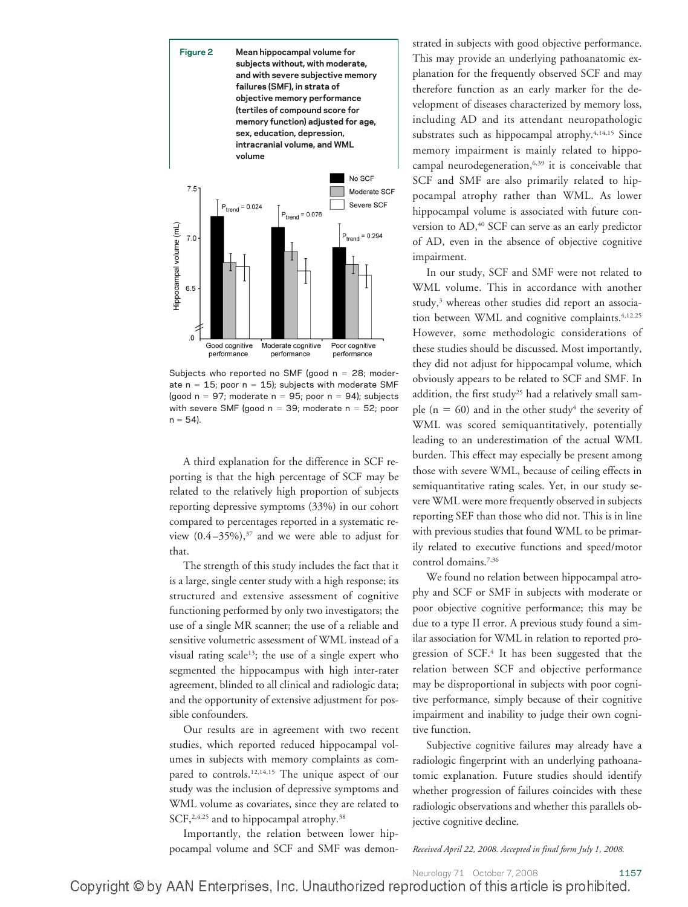**Figure 2** Mean hippocampal volume for subjects without, with moderate, and with severe subjective memory failures (SMF), in strata of objective memory performance (tertiles of compound score for memory function) adjusted for age, sex, education, depression, intracranial volume, and WML volume

Subjects who reported no SMF (good n = 28; moderate n = 15; poor n = 15); subjects with moderate SMF (good n = 97; moderate n = 95; poor n = 94); subjects with severe SMF (good n = 39; moderate n = 52; poor n = 54).

A third explanation for the difference in SCF reporting is that the high percentage of SCF may be related to the relatively high proportion of subjects reporting depressive symptoms (33%) in our cohort compared to percentages reported in a systematic review (0.4–35%),[37] and we were able to adjust for that.

The strength of this study includes the fact that it is a large, single center study with a high response; its structured and extensive assessment of cognitive functioning performed by only two investigators; the use of a single MR scanner; the use of a reliable and sensitive volumetric assessment of WML instead of a visual rating scale[13]; the use of a single expert who segmented the hippocampus with high inter-rater agreement, blinded to all clinical and radiologic data; and the opportunity of extensive adjustment for possible confounders.

Our results are in agreement with two recent studies, which reported reduced hippocampal volumes in subjects with memory complaints as compared to controls.[12,14,15] The unique aspect of our study was the inclusion of depressive symptoms and WML volume as covariates, since they are related to SCF,[2,4,25] and to hippocampal atrophy.[38]

Importantly, the relation between lower hippocampal volume and SCF and SMF was demonstrated in subjects with good objective performance. This may provide an underlying pathoanatomic explanation for the frequently observed SCF and may therefore function as an early marker for the development of diseases characterized by memory loss, including AD and its attendant neuropathologic substrates such as hippocampal atrophy.[4,14,15] Since memory impairment is mainly related to hippocampal neurodegeneration,[6,39] it is conceivable that SCF and SMF are also primarily related to hippocampal atrophy rather than WML. As lower hippocampal volume is associated with future conversion to AD,[40] SCF can serve as an early predictor of AD, even in the absence of objective cognitive impairment.

In our study, SCF and SMF were not related to WML volume. This in accordance with another study,[3] whereas other studies did report an association between WML and cognitive complaints.[4,12,25] However, some methodologic considerations of these studies should be discussed. Most importantly, they did not adjust for hippocampal volume, which obviously appears to be related to SCF and SMF. In addition, the first study[25] had a relatively small sample (n = 60) and in the other study[4] the severity of WML was scored semiquantitatively, potentially leading to an underestimation of the actual WML burden. This effect may especially be present among those with severe WML, because of ceiling effects in semiquantitative rating scales. Yet, in our study severe WML were more frequently observed in subjects reporting SEF than those who did not. This is in line with previous studies that found WML to be primarily related to executive functions and speed/motor control domains.[7,36]

We found no relation between hippocampal atrophy and SCF or SMF in subjects with moderate or poor objective cognitive performance; this may be due to a type II error. A previous study found a similar association for WML in relation to reported progression of SCF.[4] It has been suggested that the relation between SCF and objective performance may be disproportional in subjects with poor cognitive performance, simply because of their cognitive impairment and inability to judge their own cognitive function.

Subjective cognitive failures may already have a radiologic fingerprint with an underlying pathoanatomic explanation. Future studies should identify whether progression of failures coincides with these radiologic observations and whether this parallels objective cognitive decline.

*Received April 22, 2008. Accepted in final form July 1, 2008.*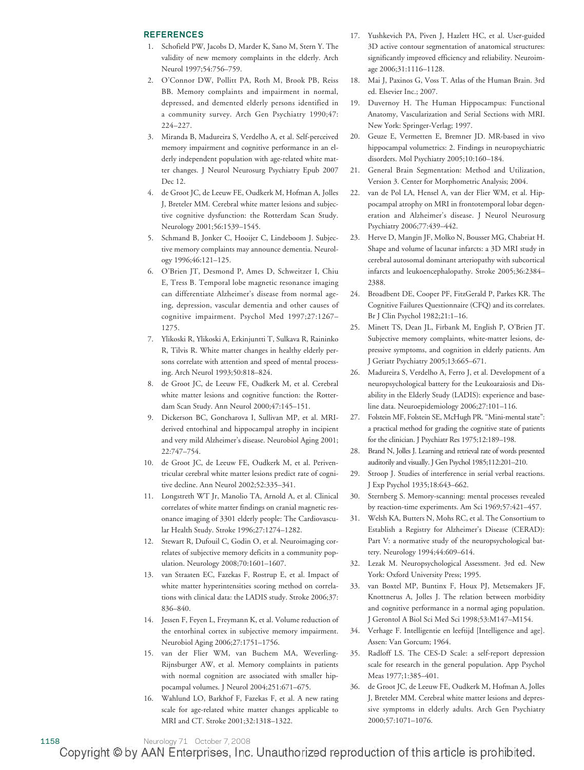## REFERENCES

1. Schofield PW, Jacobs D, Marder K, Sano M, Stern Y. The validity of new memory complaints in the elderly. Arch Neurol 1997;54:756–759.
2. O'Connor DW, Pollitt PA, Roth M, Brook PB, Reiss BB. Memory complaints and impairment in normal, depressed, and demented elderly persons identified in a community survey. Arch Gen Psychiatry 1990;47: 224–227.
3. Miranda B, Madureira S, Verdelho A, et al. Self-perceived memory impairment and cognitive performance in an elderly independent population with age-related white matter changes. J Neurol Neurosurg Psychiatry Epub 2007 Dec 12.
4. de Groot JC, de Leeuw FE, Oudkerk M, Hofman A, Jolles J, Breteler MM. Cerebral white matter lesions and subjective cognitive dysfunction: the Rotterdam Scan Study. Neurology 2001;56:1539–1545.
5. Schmand B, Jonker C, Hooijer C, Lindeboom J. Subjective memory complaints may announce dementia. Neurology 1996;46:121–125.
6. O'Brien JT, Desmond P, Ames D, Schweitzer I, Chiu E, Tress B. Temporal lobe magnetic resonance imaging can differentiate Alzheimer's disease from normal ageing, depression, vascular dementia and other causes of cognitive impairment. Psychol Med 1997;27:1267–1275.
7. Ylikoski R, Ylikoski A, Erkinjuntti T, Sulkava R, Raininko R, Tilvis R. White matter changes in healthy elderly persons correlate with attention and speed of mental processing. Arch Neurol 1993;50:818–824.
8. de Groot JC, de Leeuw FE, Oudkerk M, et al. Cerebral white matter lesions and cognitive function: the Rotterdam Scan Study. Ann Neurol 2000;47:145–151.
9. Dickerson BC, Goncharova I, Sullivan MP, et al. MRI-derived entorhinal and hippocampal atrophy in incipient and very mild Alzheimer's disease. Neurobiol Aging 2001; 22:747–754.
10. de Groot JC, de Leeuw FE, Oudkerk M, et al. Periventricular cerebral white matter lesions predict rate of cognitive decline. Ann Neurol 2002;52:335–341.
11. Longstreth WT Jr, Manolio TA, Arnold A, et al. Clinical correlates of white matter findings on cranial magnetic resonance imaging of 3301 elderly people: The Cardiovascular Health Study. Stroke 1996;27:1274–1282.
12. Stewart R, Dufouil C, Godin O, et al. Neuroimaging correlates of subjective memory deficits in a community population. Neurology 2008;70:1601–1607.
13. van Straaten EC, Fazekas F, Rostrup E, et al. Impact of white matter hyperintensities scoring method on correlations with clinical data: the LADIS study. Stroke 2006;37: 836–840.
14. Jessen F, Feyen L, Freymann K, et al. Volume reduction of the entorhinal cortex in subjective memory impairment. Neurobiol Aging 2006;27:1751–1756.
15. van der Flier WM, van Buchem MA, Weverling-Rijnsburger AW, et al. Memory complaints in patients with normal cognition are associated with smaller hippocampal volumes. J Neurol 2004;251:671–675.
16. Wahlund LO, Barkhof F, Fazekas F, et al. A new rating scale for age-related white matter changes applicable to MRI and CT. Stroke 2001;32:1318–1322.
17. Yushkevich PA, Piven J, Hazlett HC, et al. User-guided 3D active contour segmentation of anatomical structures: significantly improved efficiency and reliability. Neuroimage 2006;31:1116–1128.
18. Mai J, Paxinos G, Voss T. Atlas of the Human Brain. 3rd ed. Elsevier Inc.; 2007.
19. Duvernoy H. The Human Hippocampus: Functional Anatomy, Vascularization and Serial Sections with MRI. New York: Springer-Verlag; 1997.
20. Geuze E, Vermetten E, Bremner JD. MR-based in vivo hippocampal volumetrics: 2. Findings in neuropsychiatric disorders. Mol Psychiatry 2005;10:160–184.
21. General Brain Segmentation: Method and Utilization, Version 3. Center for Morphometric Analysis; 2004.
22. van de Pol LA, Hensel A, van der Flier WM, et al. Hippocampal atrophy on MRI in frontotemporal lobar degeneration and Alzheimer's disease. J Neurol Neurosurg Psychiatry 2006;77:439–442.
23. Herve D, Mangin JF, Molko N, Bousser MG, Chabriat H. Shape and volume of lacunar infarcts: a 3D MRI study in cerebral autosomal dominant arteriopathy with subcortical infarcts and leukoencephalopathy. Stroke 2005;36:2384–2388.
24. Broadbent DE, Cooper PF, FitzGerald P, Parkes KR. The Cognitive Failures Questionnaire (CFQ) and its correlates. Br J Clin Psychol 1982;21:1–16.
25. Minett TS, Dean JL, Firbank M, English P, O'Brien JT. Subjective memory complaints, white-matter lesions, depressive symptoms, and cognition in elderly patients. Am J Geriatr Psychiatry 2005;13:665–671.
26. Madureira S, Verdelho A, Ferro J, et al. Development of a neuropsychological battery for the Leukoaraiosis and Disability in the Elderly Study (LADIS): experience and baseline data. Neuroepidemiology 2006;27:101–116.
27. Folstein MF, Folstein SE, McHugh PR. "Mini-mental state": a practical method for grading the cognitive state of patients for the clinician. J Psychiatr Res 1975;12:189–198.
28. Brand N, Jolles J. Learning and retrieval rate of words presented auditorily and visually. J Gen Psychol 1985;112:201–210.
29. Stroop J. Studies of interference in serial verbal reactions. J Exp Psychol 1935;18:643–662.
30. Sternberg S. Memory-scanning: mental processes revealed by reaction-time experiments. Am Sci 1969;57:421–457.
31. Welsh KA, Butters N, Mohs RC, et al. The Consortium to Establish a Registry for Alzheimer's Disease (CERAD): Part V: a normative study of the neuropsychological battery. Neurology 1994;44:609–614.
32. Lezak M. Neuropsychological Assessment. 3rd ed. New York: Oxford University Press; 1995.
33. van Boxtel MP, Buntinx F, Houx PJ, Metsemakers JF, Knottnerus A, Jolles J. The relation between morbidity and cognitive performance in a normal aging population. J Gerontol A Biol Sci Med Sci 1998;53:M147–M154.
34. Verhage F. Intelligentie en leeftijd [Intelligence and age]. Assen: Van Gorcum; 1964.
35. Radloff LS. The CES-D Scale: a self-report depression scale for research in the general population. App Psychol Meas 1977;1:385–401.
36. de Groot JC, de Leeuw FE, Oudkerk M, Hofman A, Jolles J, Breteler MM. Cerebral white matter lesions and depressive symptoms in elderly adults. Arch Gen Psychiatry 2000;57:1071–1076.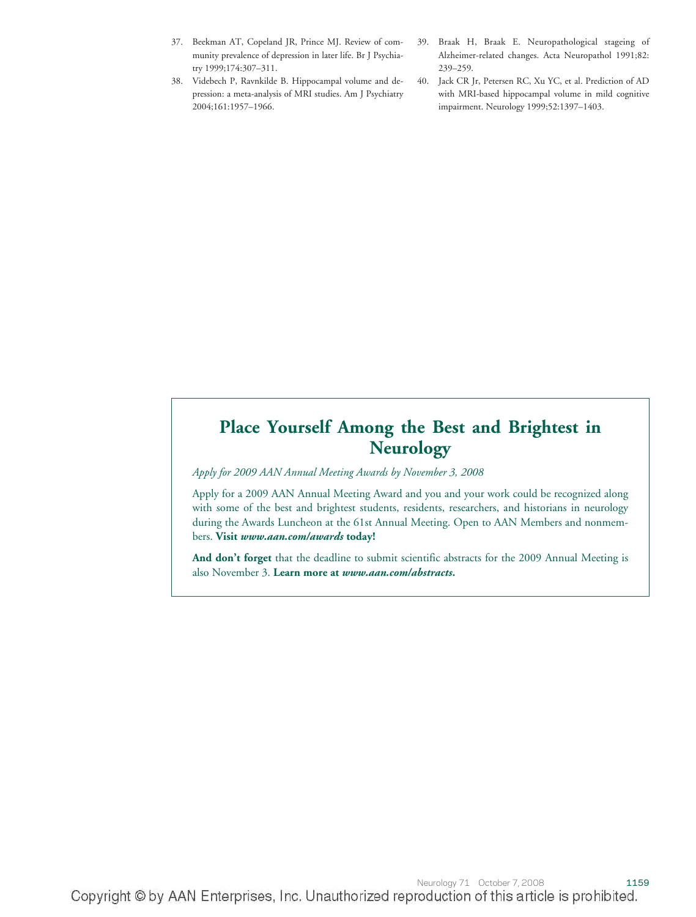37. Beekman AT, Copeland JR, Prince MJ. Review of community prevalence of depression in later life. Br J Psychiatry 1999;174:307–311.
38. Videbech P, Ravnkilde B. Hippocampal volume and depression: a meta-analysis of MRI studies. Am J Psychiatry 2004;161:1957–1966.
39. Braak H, Braak E. Neuropathological stageing of Alzheimer-related changes. Acta Neuropathol 1991;82: 239–259.
40. Jack CR Jr, Petersen RC, Xu YC, et al. Prediction of AD with MRI-based hippocampal volume in mild cognitive impairment. Neurology 1999;52:1397–1403.

## Place Yourself Among the Best and Brightest in Neurology

*Apply for 2009 AAN Annual Meeting Awards by November 3, 2008*

Apply for a 2009 AAN Annual Meeting Award and you and your work could be recognized along with some of the best and brightest students, residents, researchers, and historians in neurology during the Awards Luncheon at the 61st Annual Meeting. Open to AAN Members and nonmembers. **Visit *www.aan.com/awards* today!**

**And don't forget** that the deadline to submit scientific abstracts for the 2009 Annual Meeting is also November 3. **Learn more at *www.aan.com/abstracts*.**

Copyright © by AAN Enterprises, Inc. Unauthorized reproduction of this article is prohibited.